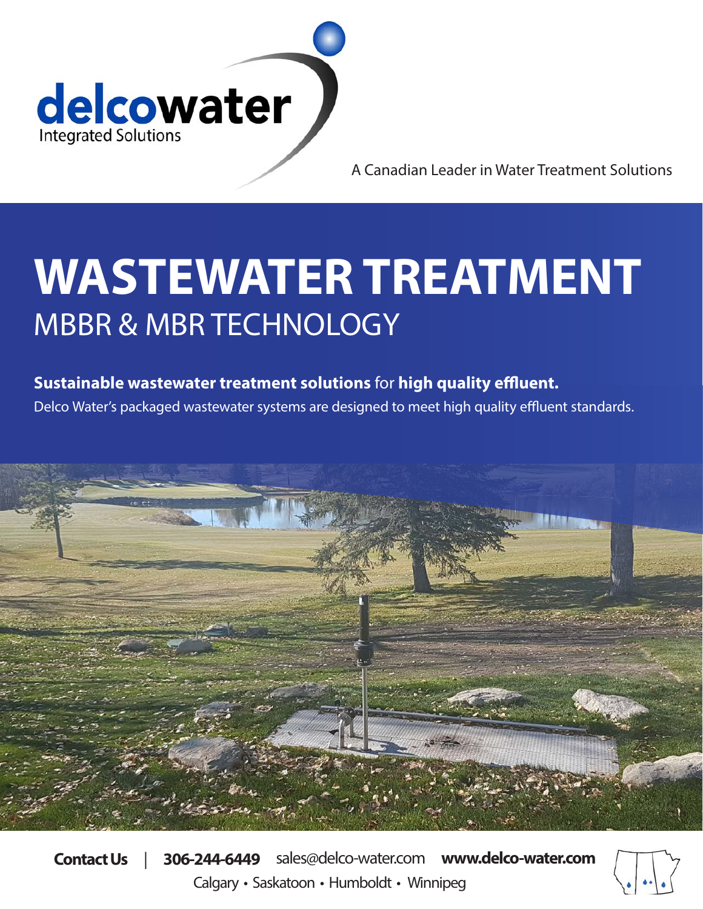delcowater
Integrated Solutions

A Canadian Leader in Water Treatment Solutions

# WASTEWATER TREATMENT

## MBBR & MBR TECHNOLOGY

**Sustainable wastewater treatment solutions** for **high quality effluent.**

Delco Water's packaged wastewater systems are designed to meet high quality effluent standards.

**Contact Us** | **306-244-6449** sales@delco-water.com **www.delco-water.com**

Calgary • Saskatoon • Humboldt • Winnipeg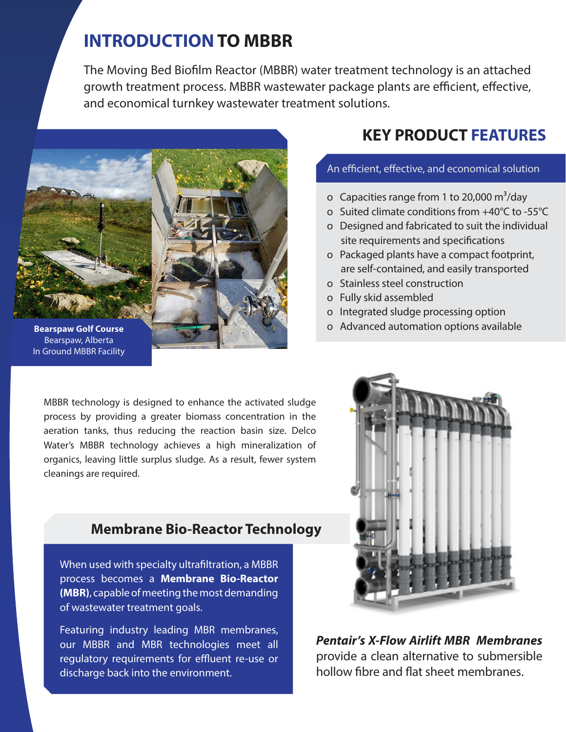# INTRODUCTION TO MBBR

The Moving Bed Biofilm Reactor (MBBR) water treatment technology is an attached growth treatment process. MBBR wastewater package plants are efficient, effective, and economical turnkey wastewater treatment solutions.

**Bearspaw Golf Course**
Bearspaw, Alberta
In Ground MBBR Facility

## KEY PRODUCT FEATURES

An efficient, effective, and economical solution

- Capacities range from 1 to 20,000 $m^3$/day
- Suited climate conditions from +40°C to -55°C
- Designed and fabricated to suit the individual site requirements and specifications
- Packaged plants have a compact footprint, are self-contained, and easily transported
- Stainless steel construction
- Fully skid assembled
- Integrated sludge processing option
- Advanced automation options available

MBBR technology is designed to enhance the activated sludge process by providing a greater biomass concentration in the aeration tanks, thus reducing the reaction basin size. Delco Water's MBBR technology achieves a high mineralization of organics, leaving little surplus sludge. As a result, fewer system cleanings are required.

## Membrane Bio-Reactor Technology

When used with specialty ultrafiltration, a MBBR process becomes a **Membrane Bio-Reactor (MBR)**, capable of meeting the most demanding of wastewater treatment goals.

Featuring industry leading MBR membranes, our MBBR and MBR technologies meet all regulatory requirements for effluent re-use or discharge back into the environment.

***Pentair's X-Flow Airlift MBR Membranes*** provide a clean alternative to submersible hollow fibre and flat sheet membranes.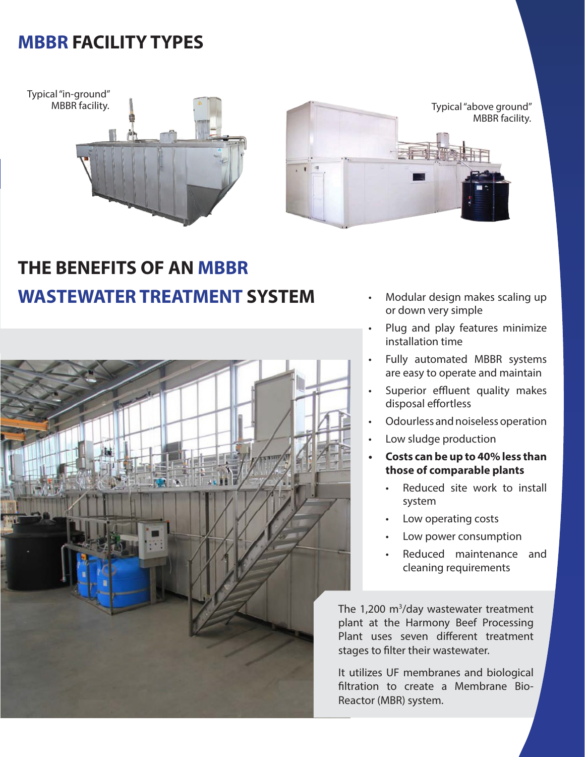# MBBR FACILITY TYPES

Typical "in-ground" MBBR facility.

Typical "above ground" MBBR facility.

## THE BENEFITS OF AN MBBR WASTEWATER TREATMENT SYSTEM

- Modular design makes scaling up or down very simple
- Plug and play features minimize installation time
- Fully automated MBBR systems are easy to operate and maintain
- Superior effluent quality makes disposal effortless
- Odourless and noiseless operation
- Low sludge production
- **Costs can be up to 40% less than those of comparable plants**
  - Reduced site work to install system
  - Low operating costs
  - Low power consumption
  - Reduced maintenance and cleaning requirements

The 1,200 $m^3$/day wastewater treatment plant at the Harmony Beef Processing Plant uses seven different treatment stages to filter their wastewater.

It utilizes UF membranes and biological filtration to create a Membrane Bio-Reactor (MBR) system.